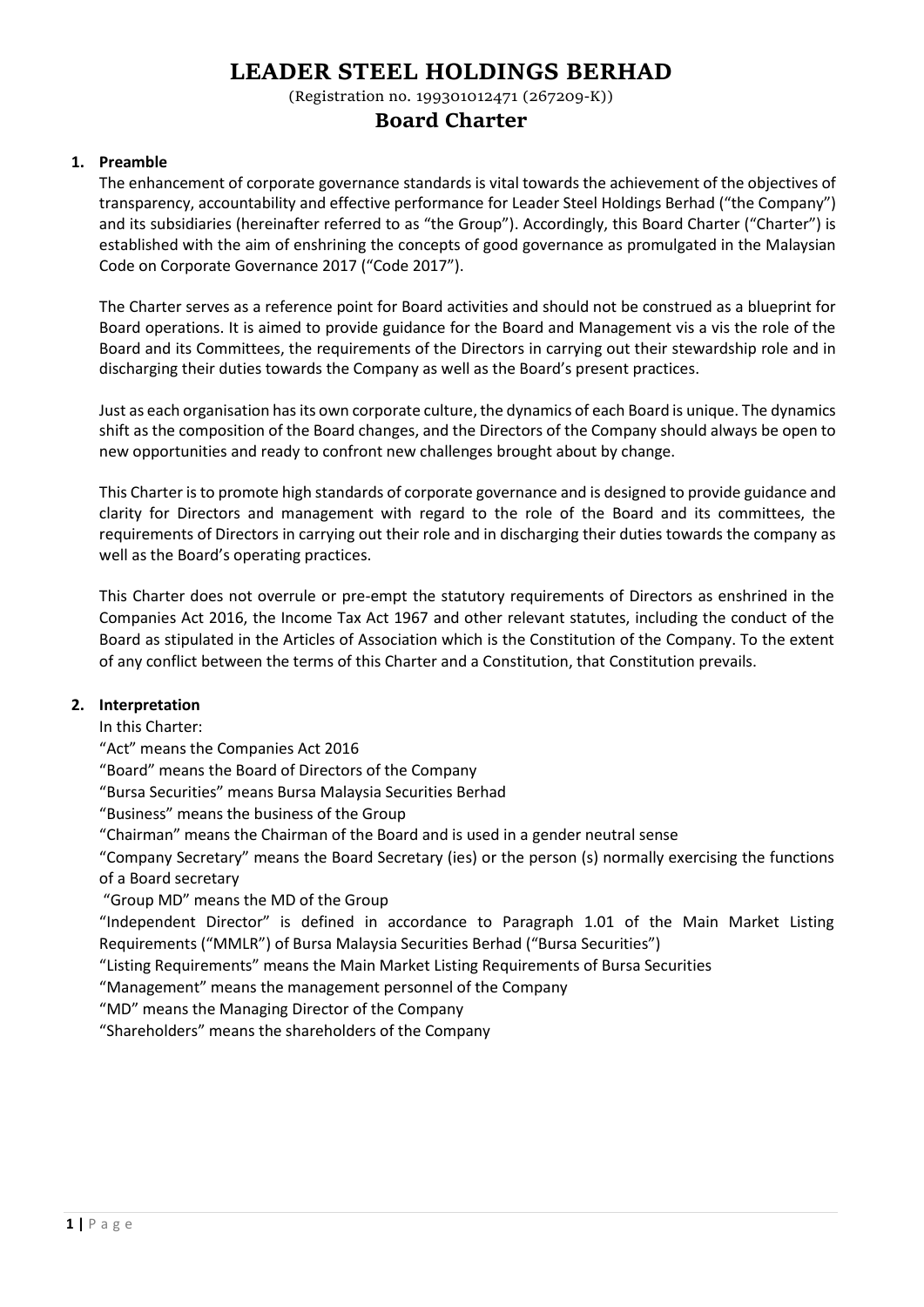# LEADER STEEL HOLDINGS BERHAD

(Registration no. 199301012471 (267209-K))

## Board Charter

### 1. Preamble

The enhancement of corporate governance standards is vital towards the achievement of the objectives of transparency, accountability and effective performance for Leader Steel Holdings Berhad ("the Company") and its subsidiaries (hereinafter referred to as "the Group"). Accordingly, this Board Charter ("Charter") is established with the aim of enshrining the concepts of good governance as promulgated in the Malaysian Code on Corporate Governance 2017 ("Code 2017").

The Charter serves as a reference point for Board activities and should not be construed as a blueprint for Board operations. It is aimed to provide guidance for the Board and Management vis a vis the role of the Board and its Committees, the requirements of the Directors in carrying out their stewardship role and in discharging their duties towards the Company as well as the Board's present practices.

Just as each organisation has its own corporate culture, the dynamics of each Board is unique. The dynamics shift as the composition of the Board changes, and the Directors of the Company should always be open to new opportunities and ready to confront new challenges brought about by change.

This Charter is to promote high standards of corporate governance and is designed to provide guidance and clarity for Directors and management with regard to the role of the Board and its committees, the requirements of Directors in carrying out their role and in discharging their duties towards the company as well as the Board's operating practices.

This Charter does not overrule or pre-empt the statutory requirements of Directors as enshrined in the Companies Act 2016, the Income Tax Act 1967 and other relevant statutes, including the conduct of the Board as stipulated in the Articles of Association which is the Constitution of the Company. To the extent of any conflict between the terms of this Charter and a Constitution, that Constitution prevails.

### 2. Interpretation

In this Charter:

"Act" means the Companies Act 2016

"Board" means the Board of Directors of the Company

"Bursa Securities" means Bursa Malaysia Securities Berhad

"Business" means the business of the Group

"Chairman" means the Chairman of the Board and is used in a gender neutral sense

"Company Secretary" means the Board Secretary (ies) or the person (s) normally exercising the functions of a Board secretary

"Group MD" means the MD of the Group

"Independent Director" is defined in accordance to Paragraph 1.01 of the Main Market Listing Requirements ("MMLR") of Bursa Malaysia Securities Berhad ("Bursa Securities")

"Listing Requirements" means the Main Market Listing Requirements of Bursa Securities

"Management" means the management personnel of the Company

"MD" means the Managing Director of the Company

"Shareholders" means the shareholders of the Company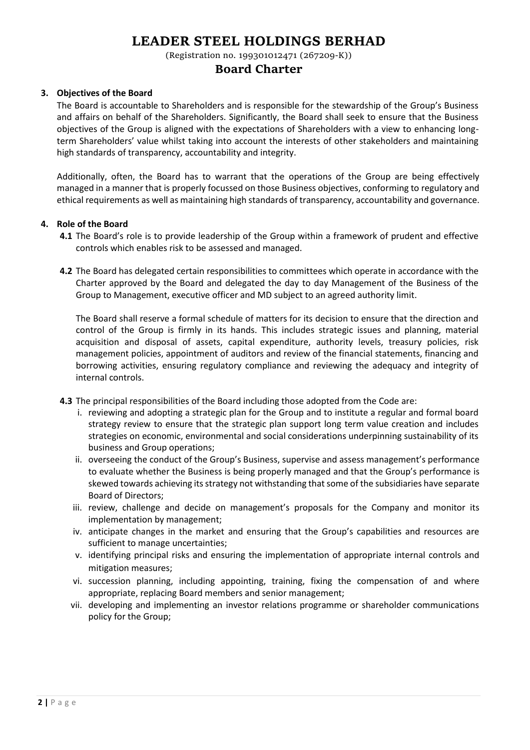**3. Objectives of the Board**

The Board is accountable to Shareholders and is responsible for the stewardship of the Group's Business and affairs on behalf of the Shareholders. Significantly, the Board shall seek to ensure that the Business objectives of the Group is aligned with the expectations of Shareholders with a view to enhancing long-term Shareholders' value whilst taking into account the interests of other stakeholders and maintaining high standards of transparency, accountability and integrity.

Additionally, often, the Board has to warrant that the operations of the Group are being effectively managed in a manner that is properly focussed on those Business objectives, conforming to regulatory and ethical requirements as well as maintaining high standards of transparency, accountability and governance.

**4. Role of the Board**

**4.1** The Board's role is to provide leadership of the Group within a framework of prudent and effective controls which enables risk to be assessed and managed.

**4.2** The Board has delegated certain responsibilities to committees which operate in accordance with the Charter approved by the Board and delegated the day to day Management of the Business of the Group to Management, executive officer and MD subject to an agreed authority limit.

The Board shall reserve a formal schedule of matters for its decision to ensure that the direction and control of the Group is firmly in its hands. This includes strategic issues and planning, material acquisition and disposal of assets, capital expenditure, authority levels, treasury policies, risk management policies, appointment of auditors and review of the financial statements, financing and borrowing activities, ensuring regulatory compliance and reviewing the adequacy and integrity of internal controls.

**4.3** The principal responsibilities of the Board including those adopted from the Code are:

i. reviewing and adopting a strategic plan for the Group and to institute a regular and formal board strategy review to ensure that the strategic plan support long term value creation and includes strategies on economic, environmental and social considerations underpinning sustainability of its business and Group operations;

ii. overseeing the conduct of the Group's Business, supervise and assess management's performance to evaluate whether the Business is being properly managed and that the Group's performance is skewed towards achieving its strategy not withstanding that some of the subsidiaries have separate Board of Directors;

iii. review, challenge and decide on management's proposals for the Company and monitor its implementation by management;

iv. anticipate changes in the market and ensuring that the Group's capabilities and resources are sufficient to manage uncertainties;

v. identifying principal risks and ensuring the implementation of appropriate internal controls and mitigation measures;

vi. succession planning, including appointing, training, fixing the compensation of and where appropriate, replacing Board members and senior management;

vii. developing and implementing an investor relations programme or shareholder communications policy for the Group;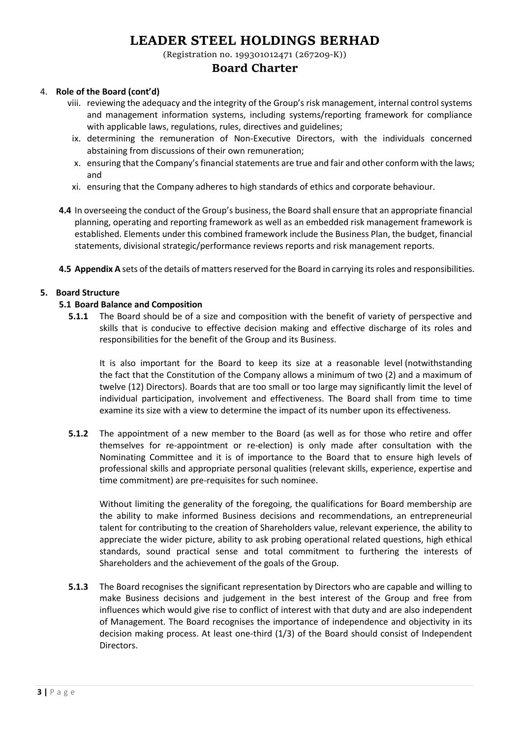4. **Role of the Board (cont'd)**

   viii. reviewing the adequacy and the integrity of the Group's risk management, internal control systems and management information systems, including systems/reporting framework for compliance with applicable laws, regulations, rules, directives and guidelines;

   ix. determining the remuneration of Non-Executive Directors, with the individuals concerned abstaining from discussions of their own remuneration;

   x. ensuring that the Company's financial statements are true and fair and other conform with the laws; and

   xi. ensuring that the Company adheres to high standards of ethics and corporate behaviour.

**4.4** In overseeing the conduct of the Group's business, the Board shall ensure that an appropriate financial planning, operating and reporting framework as well as an embedded risk management framework is established. Elements under this combined framework include the Business Plan, the budget, financial statements, divisional strategic/performance reviews reports and risk management reports.

**4.5** **Appendix A** sets of the details of matters reserved for the Board in carrying its roles and responsibilities.

5. **Board Structure**

**5.1 Board Balance and Composition**

**5.1.1** The Board should be of a size and composition with the benefit of variety of perspective and skills that is conducive to effective decision making and effective discharge of its roles and responsibilities for the benefit of the Group and its Business.

It is also important for the Board to keep its size at a reasonable level (notwithstanding the fact that the Constitution of the Company allows a minimum of two (2) and a maximum of twelve (12) Directors). Boards that are too small or too large may significantly limit the level of individual participation, involvement and effectiveness. The Board shall from time to time examine its size with a view to determine the impact of its number upon its effectiveness.

**5.1.2** The appointment of a new member to the Board (as well as for those who retire and offer themselves for re-appointment or re-election) is only made after consultation with the Nominating Committee and it is of importance to the Board that to ensure high levels of professional skills and appropriate personal qualities (relevant skills, experience, expertise and time commitment) are pre-requisites for such nominee.

Without limiting the generality of the foregoing, the qualifications for Board membership are the ability to make informed Business decisions and recommendations, an entrepreneurial talent for contributing to the creation of Shareholders value, relevant experience, the ability to appreciate the wider picture, ability to ask probing operational related questions, high ethical standards, sound practical sense and total commitment to furthering the interests of Shareholders and the achievement of the goals of the Group.

**5.1.3** The Board recognises the significant representation by Directors who are capable and willing to make Business decisions and judgement in the best interest of the Group and free from influences which would give rise to conflict of interest with that duty and are also independent of Management. The Board recognises the importance of independence and objectivity in its decision making process. At least one-third (1/3) of the Board should consist of Independent Directors.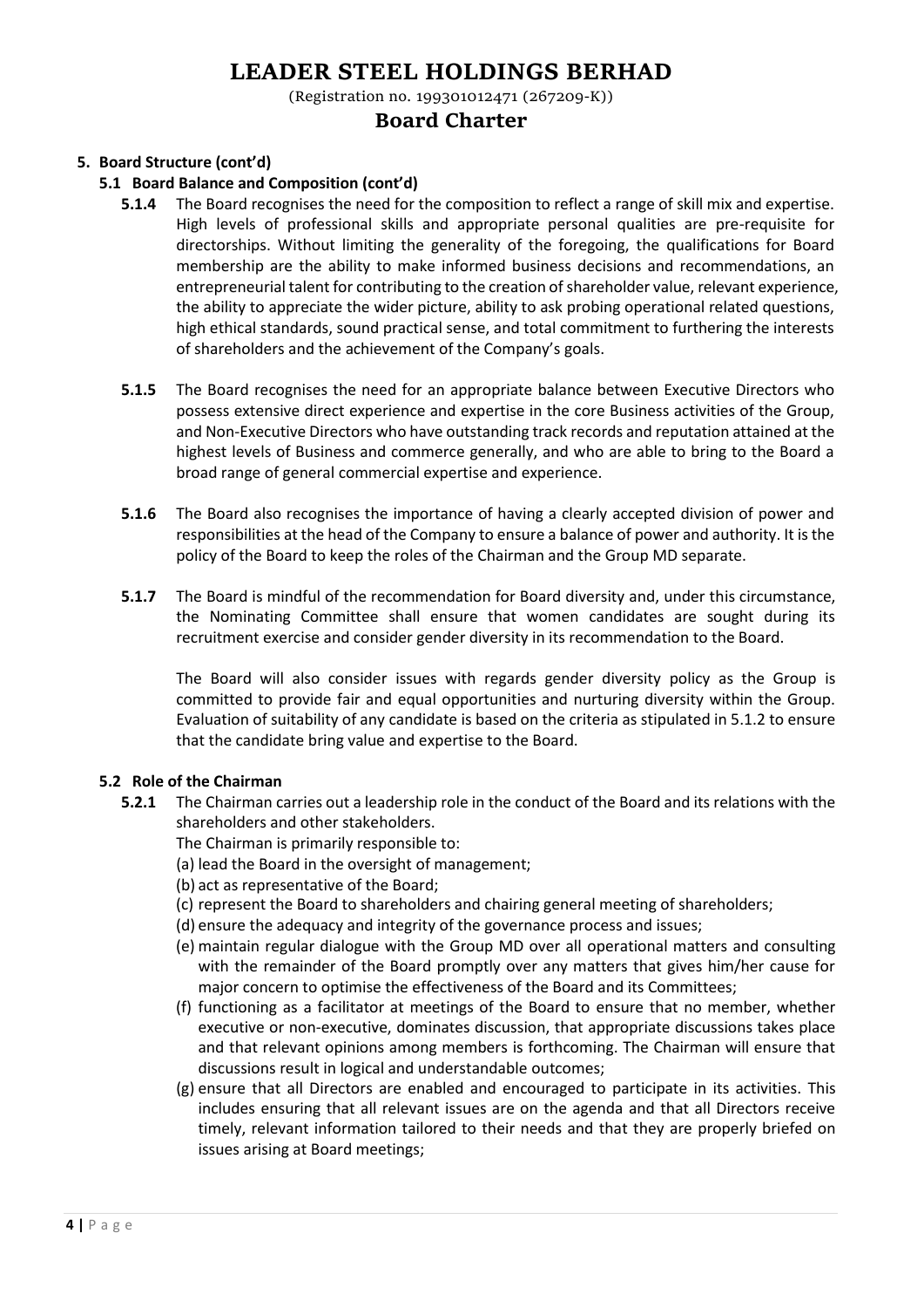# LEADER STEEL HOLDINGS BERHAD

(Registration no. 199301012471 (267209-K))

## Board Charter

**5. Board Structure (cont'd)**

**5.1 Board Balance and Composition (cont'd)**

**5.1.4** The Board recognises the need for the composition to reflect a range of skill mix and expertise. High levels of professional skills and appropriate personal qualities are pre-requisite for directorships. Without limiting the generality of the foregoing, the qualifications for Board membership are the ability to make informed business decisions and recommendations, an entrepreneurial talent for contributing to the creation of shareholder value, relevant experience, the ability to appreciate the wider picture, ability to ask probing operational related questions, high ethical standards, sound practical sense, and total commitment to furthering the interests of shareholders and the achievement of the Company's goals.

**5.1.5** The Board recognises the need for an appropriate balance between Executive Directors who possess extensive direct experience and expertise in the core Business activities of the Group, and Non-Executive Directors who have outstanding track records and reputation attained at the highest levels of Business and commerce generally, and who are able to bring to the Board a broad range of general commercial expertise and experience.

**5.1.6** The Board also recognises the importance of having a clearly accepted division of power and responsibilities at the head of the Company to ensure a balance of power and authority. It is the policy of the Board to keep the roles of the Chairman and the Group MD separate.

**5.1.7** The Board is mindful of the recommendation for Board diversity and, under this circumstance, the Nominating Committee shall ensure that women candidates are sought during its recruitment exercise and consider gender diversity in its recommendation to the Board.

The Board will also consider issues with regards gender diversity policy as the Group is committed to provide fair and equal opportunities and nurturing diversity within the Group. Evaluation of suitability of any candidate is based on the criteria as stipulated in 5.1.2 to ensure that the candidate bring value and expertise to the Board.

**5.2 Role of the Chairman**

**5.2.1** The Chairman carries out a leadership role in the conduct of the Board and its relations with the shareholders and other stakeholders.

The Chairman is primarily responsible to:

(a) lead the Board in the oversight of management;

(b) act as representative of the Board;

(c) represent the Board to shareholders and chairing general meeting of shareholders;

(d) ensure the adequacy and integrity of the governance process and issues;

(e) maintain regular dialogue with the Group MD over all operational matters and consulting with the remainder of the Board promptly over any matters that gives him/her cause for major concern to optimise the effectiveness of the Board and its Committees;

(f) functioning as a facilitator at meetings of the Board to ensure that no member, whether executive or non-executive, dominates discussion, that appropriate discussions takes place and that relevant opinions among members is forthcoming. The Chairman will ensure that discussions result in logical and understandable outcomes;

(g) ensure that all Directors are enabled and encouraged to participate in its activities. This includes ensuring that all relevant issues are on the agenda and that all Directors receive timely, relevant information tailored to their needs and that they are properly briefed on issues arising at Board meetings;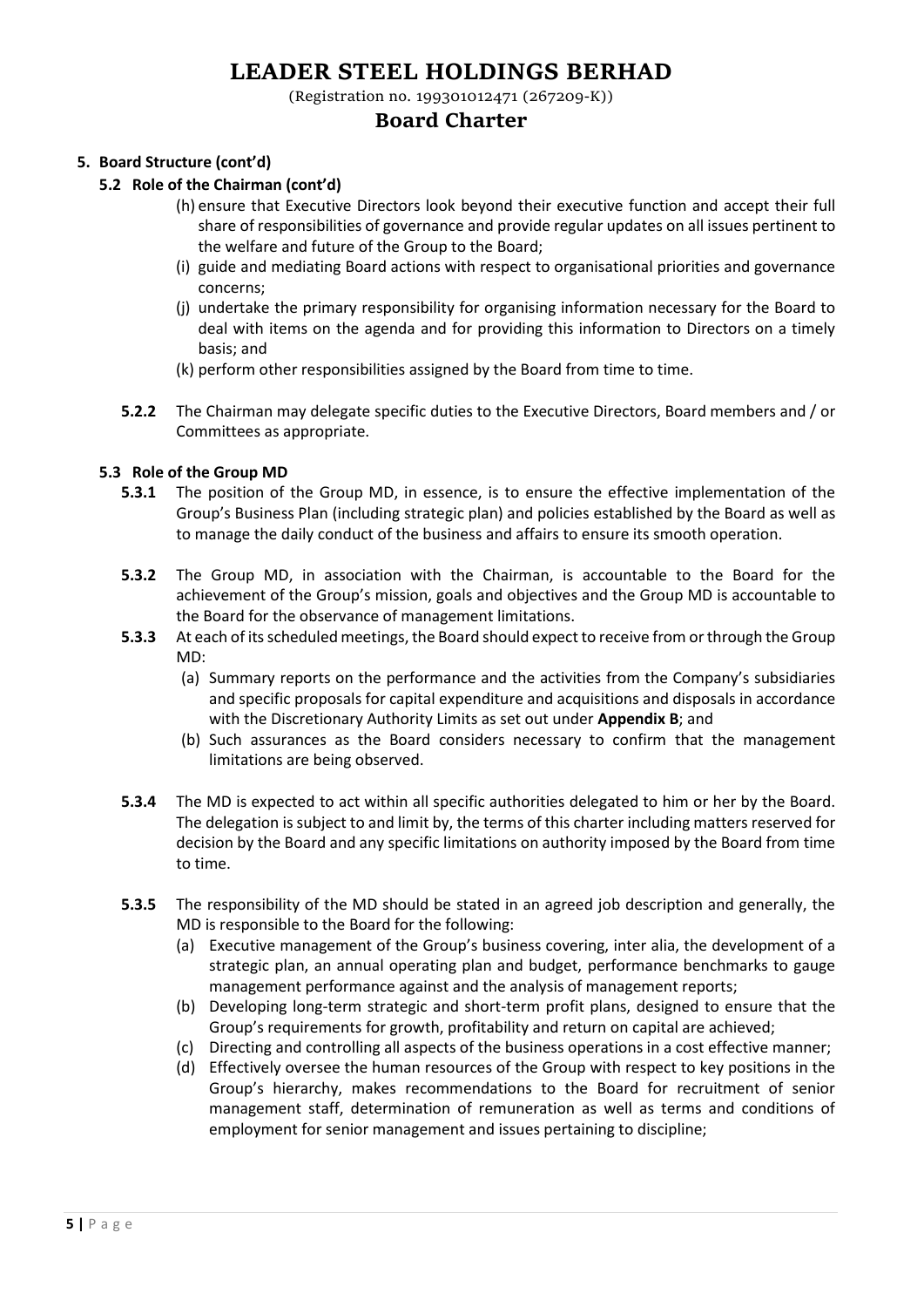# LEADER STEEL HOLDINGS BERHAD

(Registration no. 199301012471 (267209-K))

## Board Charter

**5. Board Structure (cont'd)**

**5.2 Role of the Chairman (cont'd)**

(h) ensure that Executive Directors look beyond their executive function and accept their full share of responsibilities of governance and provide regular updates on all issues pertinent to the welfare and future of the Group to the Board;

(i) guide and mediating Board actions with respect to organisational priorities and governance concerns;

(j) undertake the primary responsibility for organising information necessary for the Board to deal with items on the agenda and for providing this information to Directors on a timely basis; and

(k) perform other responsibilities assigned by the Board from time to time.

**5.2.2** The Chairman may delegate specific duties to the Executive Directors, Board members and / or Committees as appropriate.

**5.3 Role of the Group MD**

**5.3.1** The position of the Group MD, in essence, is to ensure the effective implementation of the Group's Business Plan (including strategic plan) and policies established by the Board as well as to manage the daily conduct of the business and affairs to ensure its smooth operation.

**5.3.2** The Group MD, in association with the Chairman, is accountable to the Board for the achievement of the Group's mission, goals and objectives and the Group MD is accountable to the Board for the observance of management limitations.

**5.3.3** At each of its scheduled meetings, the Board should expect to receive from or through the Group MD:

(a) Summary reports on the performance and the activities from the Company's subsidiaries and specific proposals for capital expenditure and acquisitions and disposals in accordance with the Discretionary Authority Limits as set out under **Appendix B**; and

(b) Such assurances as the Board considers necessary to confirm that the management limitations are being observed.

**5.3.4** The MD is expected to act within all specific authorities delegated to him or her by the Board. The delegation is subject to and limit by, the terms of this charter including matters reserved for decision by the Board and any specific limitations on authority imposed by the Board from time to time.

**5.3.5** The responsibility of the MD should be stated in an agreed job description and generally, the MD is responsible to the Board for the following:

(a) Executive management of the Group's business covering, inter alia, the development of a strategic plan, an annual operating plan and budget, performance benchmarks to gauge management performance against and the analysis of management reports;

(b) Developing long-term strategic and short-term profit plans, designed to ensure that the Group's requirements for growth, profitability and return on capital are achieved;

(c) Directing and controlling all aspects of the business operations in a cost effective manner;

(d) Effectively oversee the human resources of the Group with respect to key positions in the Group's hierarchy, makes recommendations to the Board for recruitment of senior management staff, determination of remuneration as well as terms and conditions of employment for senior management and issues pertaining to discipline;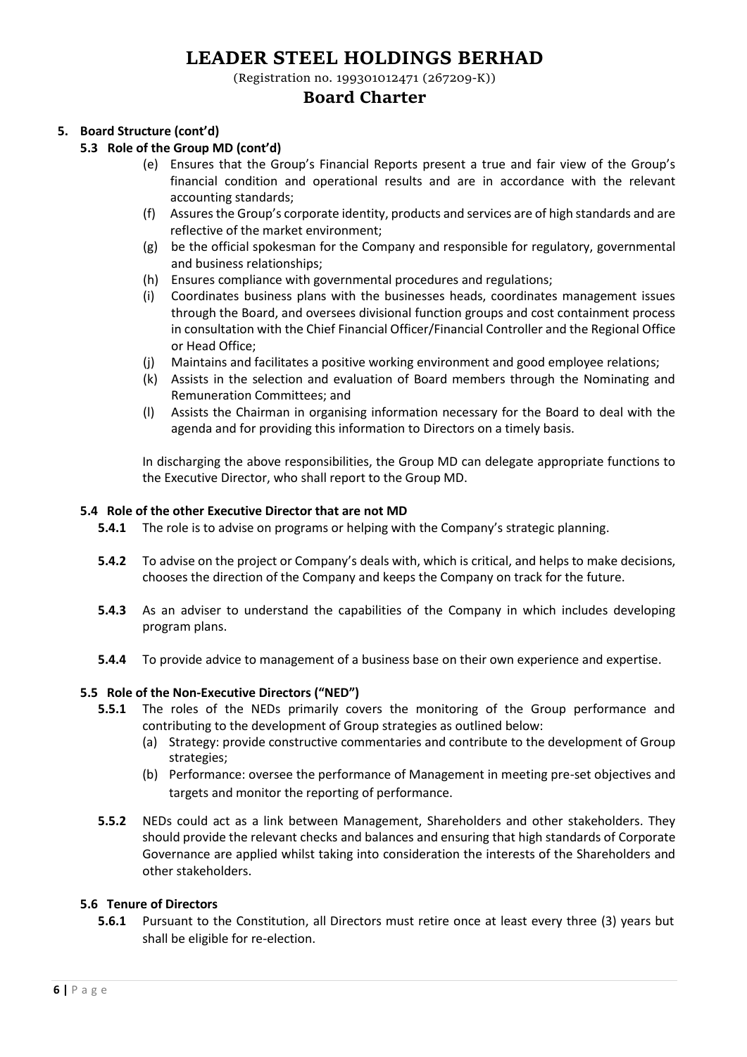## 5. Board Structure (cont'd)

### 5.3 Role of the Group MD (cont'd)

(e) Ensures that the Group's Financial Reports present a true and fair view of the Group's financial condition and operational results and are in accordance with the relevant accounting standards;

(f) Assures the Group's corporate identity, products and services are of high standards and are reflective of the market environment;

(g) be the official spokesman for the Company and responsible for regulatory, governmental and business relationships;

(h) Ensures compliance with governmental procedures and regulations;

(i) Coordinates business plans with the businesses heads, coordinates management issues through the Board, and oversees divisional function groups and cost containment process in consultation with the Chief Financial Officer/Financial Controller and the Regional Office or Head Office;

(j) Maintains and facilitates a positive working environment and good employee relations;

(k) Assists in the selection and evaluation of Board members through the Nominating and Remuneration Committees; and

(l) Assists the Chairman in organising information necessary for the Board to deal with the agenda and for providing this information to Directors on a timely basis.

In discharging the above responsibilities, the Group MD can delegate appropriate functions to the Executive Director, who shall report to the Group MD.

### 5.4 Role of the other Executive Director that are not MD

**5.4.1** The role is to advise on programs or helping with the Company's strategic planning.

**5.4.2** To advise on the project or Company's deals with, which is critical, and helps to make decisions, chooses the direction of the Company and keeps the Company on track for the future.

**5.4.3** As an adviser to understand the capabilities of the Company in which includes developing program plans.

**5.4.4** To provide advice to management of a business base on their own experience and expertise.

### 5.5 Role of the Non-Executive Directors ("NED")

**5.5.1** The roles of the NEDs primarily covers the monitoring of the Group performance and contributing to the development of Group strategies as outlined below:

(a) Strategy: provide constructive commentaries and contribute to the development of Group strategies;

(b) Performance: oversee the performance of Management in meeting pre-set objectives and targets and monitor the reporting of performance.

**5.5.2** NEDs could act as a link between Management, Shareholders and other stakeholders. They should provide the relevant checks and balances and ensuring that high standards of Corporate Governance are applied whilst taking into consideration the interests of the Shareholders and other stakeholders.

### 5.6 Tenure of Directors

**5.6.1** Pursuant to the Constitution, all Directors must retire once at least every three (3) years but shall be eligible for re-election.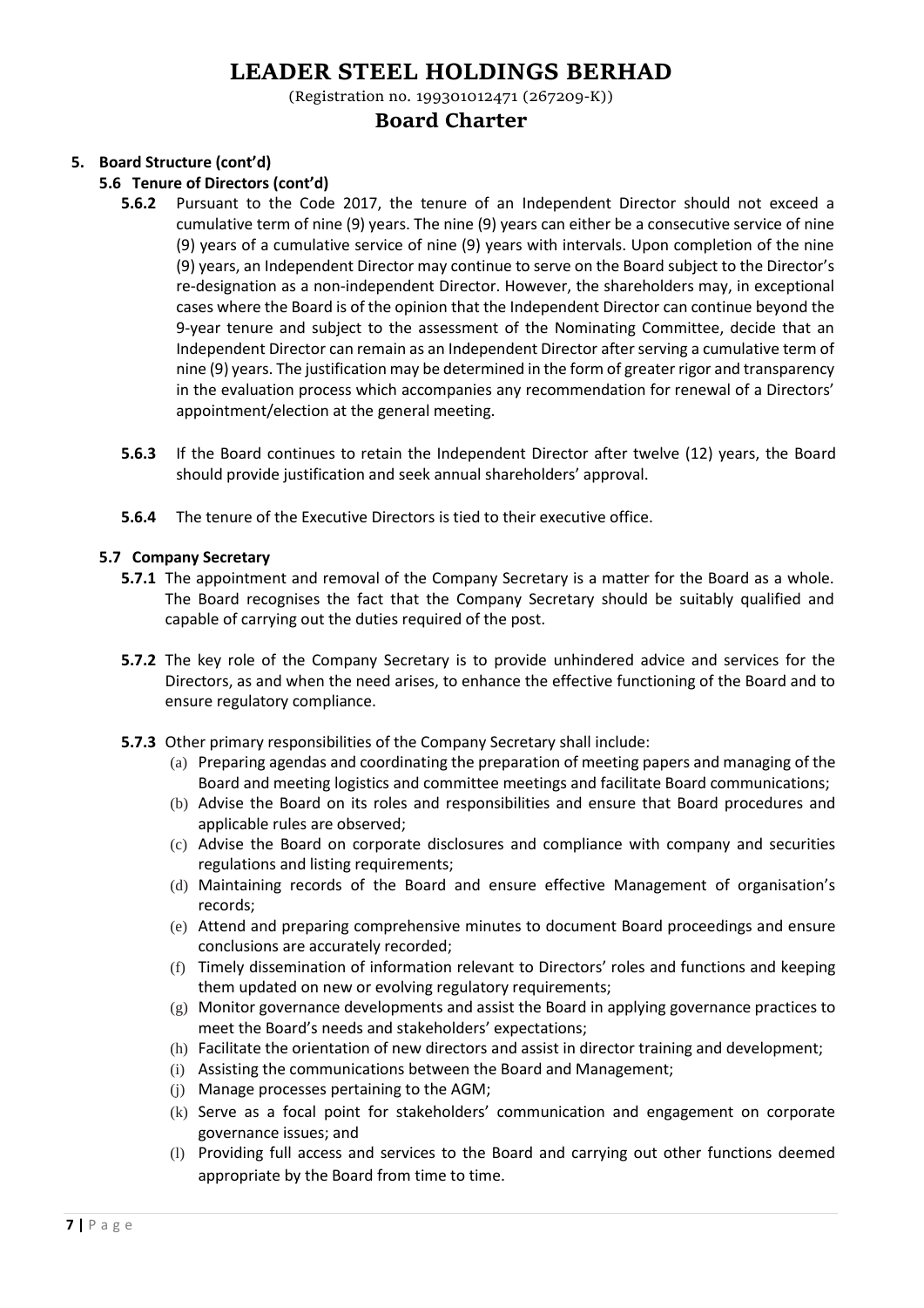## 5. Board Structure (cont'd)

### 5.6 Tenure of Directors (cont'd)

**5.6.2** Pursuant to the Code 2017, the tenure of an Independent Director should not exceed a cumulative term of nine (9) years. The nine (9) years can either be a consecutive service of nine (9) years of a cumulative service of nine (9) years with intervals. Upon completion of the nine (9) years, an Independent Director may continue to serve on the Board subject to the Director's re-designation as a non-independent Director. However, the shareholders may, in exceptional cases where the Board is of the opinion that the Independent Director can continue beyond the 9-year tenure and subject to the assessment of the Nominating Committee, decide that an Independent Director can remain as an Independent Director after serving a cumulative term of nine (9) years. The justification may be determined in the form of greater rigor and transparency in the evaluation process which accompanies any recommendation for renewal of a Directors' appointment/election at the general meeting.

**5.6.3** If the Board continues to retain the Independent Director after twelve (12) years, the Board should provide justification and seek annual shareholders' approval.

**5.6.4** The tenure of the Executive Directors is tied to their executive office.

### 5.7 Company Secretary

**5.7.1** The appointment and removal of the Company Secretary is a matter for the Board as a whole. The Board recognises the fact that the Company Secretary should be suitably qualified and capable of carrying out the duties required of the post.

**5.7.2** The key role of the Company Secretary is to provide unhindered advice and services for the Directors, as and when the need arises, to enhance the effective functioning of the Board and to ensure regulatory compliance.

**5.7.3** Other primary responsibilities of the Company Secretary shall include:

(a) Preparing agendas and coordinating the preparation of meeting papers and managing of the Board and meeting logistics and committee meetings and facilitate Board communications;
(b) Advise the Board on its roles and responsibilities and ensure that Board procedures and applicable rules are observed;
(c) Advise the Board on corporate disclosures and compliance with company and securities regulations and listing requirements;
(d) Maintaining records of the Board and ensure effective Management of organisation's records;
(e) Attend and preparing comprehensive minutes to document Board proceedings and ensure conclusions are accurately recorded;
(f) Timely dissemination of information relevant to Directors' roles and functions and keeping them updated on new or evolving regulatory requirements;
(g) Monitor governance developments and assist the Board in applying governance practices to meet the Board's needs and stakeholders' expectations;
(h) Facilitate the orientation of new directors and assist in director training and development;
(i) Assisting the communications between the Board and Management;
(j) Manage processes pertaining to the AGM;
(k) Serve as a focal point for stakeholders' communication and engagement on corporate governance issues; and
(l) Providing full access and services to the Board and carrying out other functions deemed appropriate by the Board from time to time.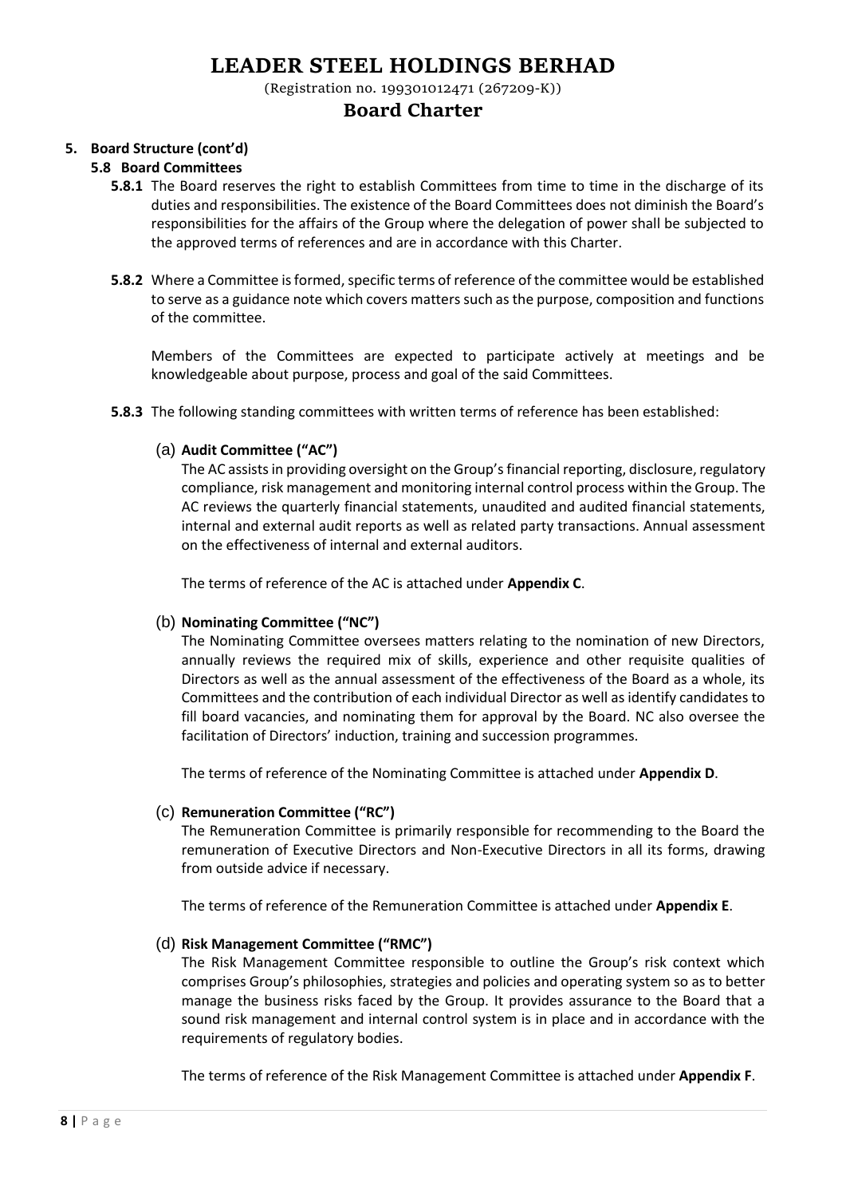## 5. Board Structure (cont'd)

### 5.8 Board Committees

**5.8.1** The Board reserves the right to establish Committees from time to time in the discharge of its duties and responsibilities. The existence of the Board Committees does not diminish the Board's responsibilities for the affairs of the Group where the delegation of power shall be subjected to the approved terms of references and are in accordance with this Charter.

**5.8.2** Where a Committee is formed, specific terms of reference of the committee would be established to serve as a guidance note which covers matters such as the purpose, composition and functions of the committee.

Members of the Committees are expected to participate actively at meetings and be knowledgeable about purpose, process and goal of the said Committees.

**5.8.3** The following standing committees with written terms of reference has been established:

(a) **Audit Committee ("AC")**

The AC assists in providing oversight on the Group's financial reporting, disclosure, regulatory compliance, risk management and monitoring internal control process within the Group. The AC reviews the quarterly financial statements, unaudited and audited financial statements, internal and external audit reports as well as related party transactions. Annual assessment on the effectiveness of internal and external auditors.

The terms of reference of the AC is attached under **Appendix C**.

(b) **Nominating Committee ("NC")**

The Nominating Committee oversees matters relating to the nomination of new Directors, annually reviews the required mix of skills, experience and other requisite qualities of Directors as well as the annual assessment of the effectiveness of the Board as a whole, its Committees and the contribution of each individual Director as well as identify candidates to fill board vacancies, and nominating them for approval by the Board. NC also oversee the facilitation of Directors' induction, training and succession programmes.

The terms of reference of the Nominating Committee is attached under **Appendix D**.

(c) **Remuneration Committee ("RC")**

The Remuneration Committee is primarily responsible for recommending to the Board the remuneration of Executive Directors and Non-Executive Directors in all its forms, drawing from outside advice if necessary.

The terms of reference of the Remuneration Committee is attached under **Appendix E**.

(d) **Risk Management Committee ("RMC")**

The Risk Management Committee responsible to outline the Group's risk context which comprises Group's philosophies, strategies and policies and operating system so as to better manage the business risks faced by the Group. It provides assurance to the Board that a sound risk management and internal control system is in place and in accordance with the requirements of regulatory bodies.

The terms of reference of the Risk Management Committee is attached under **Appendix F**.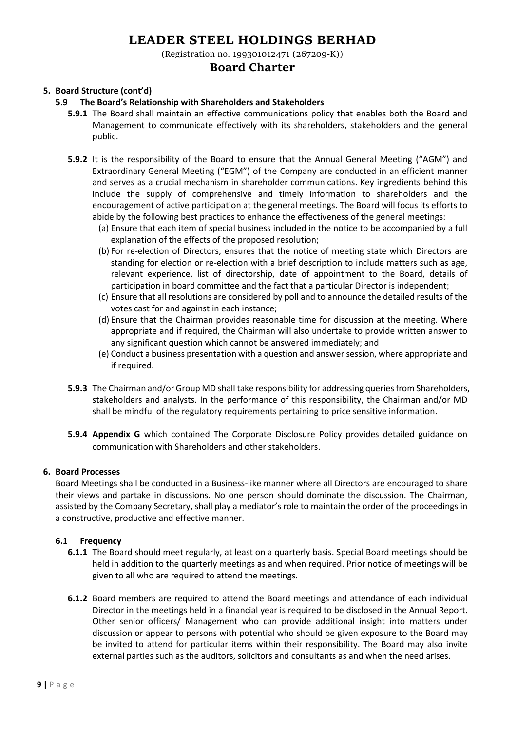## 5. Board Structure (cont'd)

### 5.9 The Board's Relationship with Shareholders and Stakeholders

**5.9.1** The Board shall maintain an effective communications policy that enables both the Board and Management to communicate effectively with its shareholders, stakeholders and the general public.

**5.9.2** It is the responsibility of the Board to ensure that the Annual General Meeting ("AGM") and Extraordinary General Meeting ("EGM") of the Company are conducted in an efficient manner and serves as a crucial mechanism in shareholder communications. Key ingredients behind this include the supply of comprehensive and timely information to shareholders and the encouragement of active participation at the general meetings. The Board will focus its efforts to abide by the following best practices to enhance the effectiveness of the general meetings:

- (a) Ensure that each item of special business included in the notice to be accompanied by a full explanation of the effects of the proposed resolution;
- (b) For re-election of Directors, ensures that the notice of meeting state which Directors are standing for election or re-election with a brief description to include matters such as age, relevant experience, list of directorship, date of appointment to the Board, details of participation in board committee and the fact that a particular Director is independent;
- (c) Ensure that all resolutions are considered by poll and to announce the detailed results of the votes cast for and against in each instance;
- (d) Ensure that the Chairman provides reasonable time for discussion at the meeting. Where appropriate and if required, the Chairman will also undertake to provide written answer to any significant question which cannot be answered immediately; and
- (e) Conduct a business presentation with a question and answer session, where appropriate and if required.

**5.9.3** The Chairman and/or Group MD shall take responsibility for addressing queries from Shareholders, stakeholders and analysts. In the performance of this responsibility, the Chairman and/or MD shall be mindful of the regulatory requirements pertaining to price sensitive information.

**5.9.4** **Appendix G** which contained The Corporate Disclosure Policy provides detailed guidance on communication with Shareholders and other stakeholders.

## 6. Board Processes

Board Meetings shall be conducted in a Business-like manner where all Directors are encouraged to share their views and partake in discussions. No one person should dominate the discussion. The Chairman, assisted by the Company Secretary, shall play a mediator's role to maintain the order of the proceedings in a constructive, productive and effective manner.

### 6.1 Frequency

**6.1.1** The Board should meet regularly, at least on a quarterly basis. Special Board meetings should be held in addition to the quarterly meetings as and when required. Prior notice of meetings will be given to all who are required to attend the meetings.

**6.1.2** Board members are required to attend the Board meetings and attendance of each individual Director in the meetings held in a financial year is required to be disclosed in the Annual Report. Other senior officers/ Management who can provide additional insight into matters under discussion or appear to persons with potential who should be given exposure to the Board may be invited to attend for particular items within their responsibility. The Board may also invite external parties such as the auditors, solicitors and consultants as and when the need arises.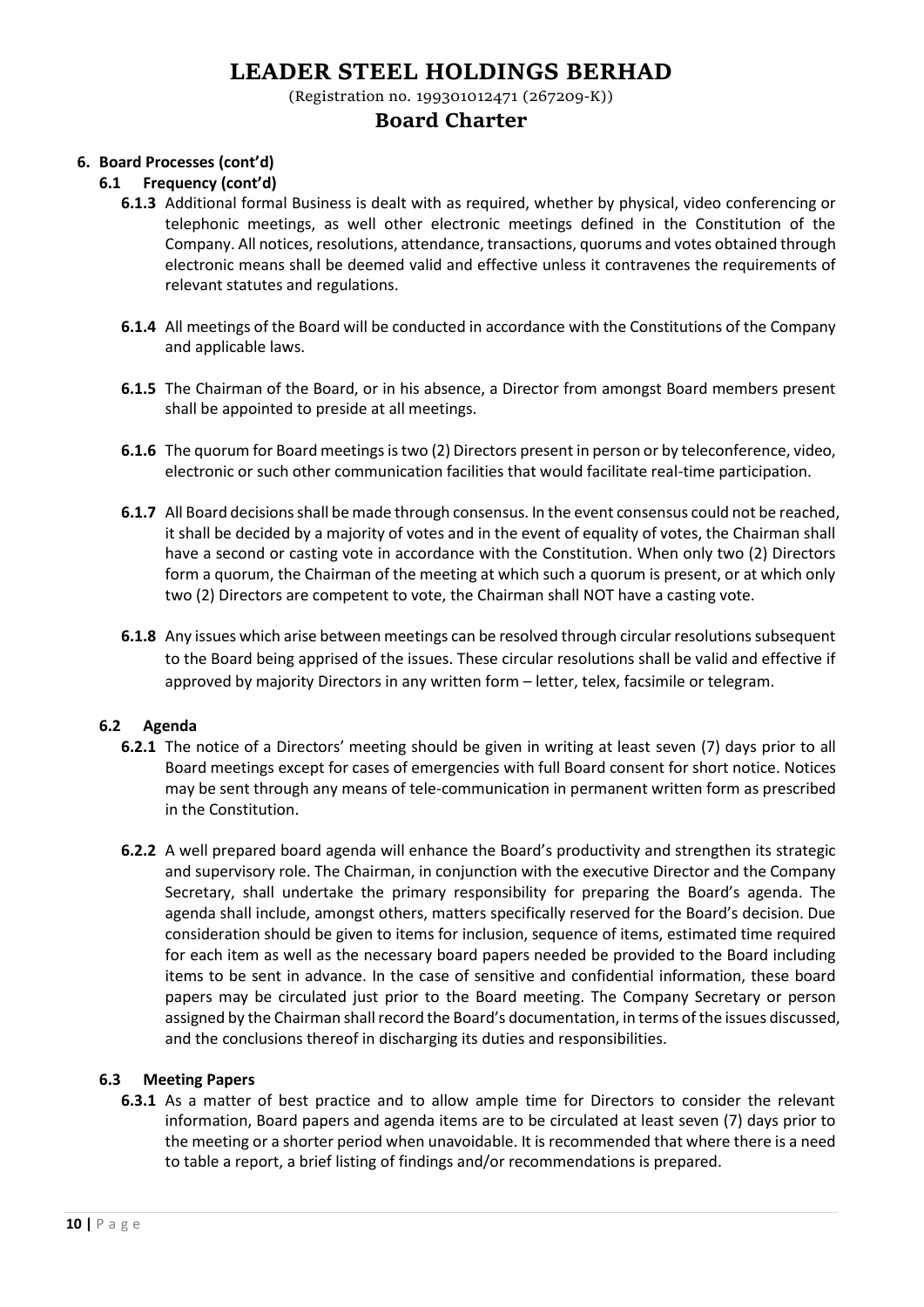# LEADER STEEL HOLDINGS BERHAD

(Registration no. 199301012471 (267209-K))

## Board Charter

**6. Board Processes (cont'd)**

**6.1 Frequency (cont'd)**

**6.1.3** Additional formal Business is dealt with as required, whether by physical, video conferencing or telephonic meetings, as well other electronic meetings defined in the Constitution of the Company. All notices, resolutions, attendance, transactions, quorums and votes obtained through electronic means shall be deemed valid and effective unless it contravenes the requirements of relevant statutes and regulations.

**6.1.4** All meetings of the Board will be conducted in accordance with the Constitutions of the Company and applicable laws.

**6.1.5** The Chairman of the Board, or in his absence, a Director from amongst Board members present shall be appointed to preside at all meetings.

**6.1.6** The quorum for Board meetings is two (2) Directors present in person or by teleconference, video, electronic or such other communication facilities that would facilitate real-time participation.

**6.1.7** All Board decisions shall be made through consensus. In the event consensus could not be reached, it shall be decided by a majority of votes and in the event of equality of votes, the Chairman shall have a second or casting vote in accordance with the Constitution. When only two (2) Directors form a quorum, the Chairman of the meeting at which such a quorum is present, or at which only two (2) Directors are competent to vote, the Chairman shall NOT have a casting vote.

**6.1.8** Any issues which arise between meetings can be resolved through circular resolutions subsequent to the Board being apprised of the issues. These circular resolutions shall be valid and effective if approved by majority Directors in any written form – letter, telex, facsimile or telegram.

**6.2 Agenda**

**6.2.1** The notice of a Directors' meeting should be given in writing at least seven (7) days prior to all Board meetings except for cases of emergencies with full Board consent for short notice. Notices may be sent through any means of tele-communication in permanent written form as prescribed in the Constitution.

**6.2.2** A well prepared board agenda will enhance the Board's productivity and strengthen its strategic and supervisory role. The Chairman, in conjunction with the executive Director and the Company Secretary, shall undertake the primary responsibility for preparing the Board's agenda. The agenda shall include, amongst others, matters specifically reserved for the Board's decision. Due consideration should be given to items for inclusion, sequence of items, estimated time required for each item as well as the necessary board papers needed be provided to the Board including items to be sent in advance. In the case of sensitive and confidential information, these board papers may be circulated just prior to the Board meeting. The Company Secretary or person assigned by the Chairman shall record the Board's documentation, in terms of the issues discussed, and the conclusions thereof in discharging its duties and responsibilities.

**6.3 Meeting Papers**

**6.3.1** As a matter of best practice and to allow ample time for Directors to consider the relevant information, Board papers and agenda items are to be circulated at least seven (7) days prior to the meeting or a shorter period when unavoidable. It is recommended that where there is a need to table a report, a brief listing of findings and/or recommendations is prepared.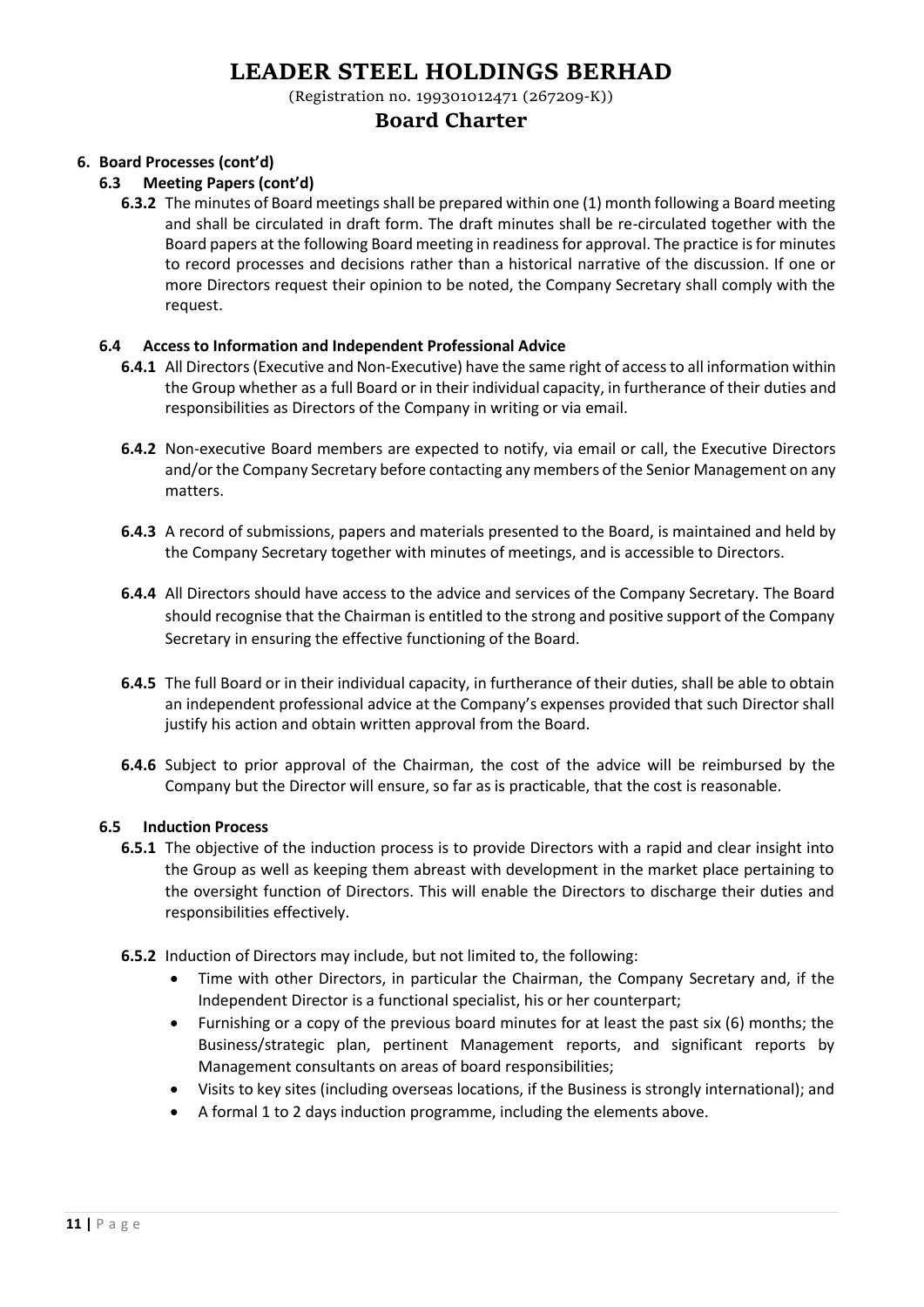# LEADER STEEL HOLDINGS BERHAD

(Registration no. 199301012471 (267209-K))

## Board Charter

### 6. Board Processes (cont'd)

#### 6.3 Meeting Papers (cont'd)

**6.3.2** The minutes of Board meetings shall be prepared within one (1) month following a Board meeting and shall be circulated in draft form. The draft minutes shall be re-circulated together with the Board papers at the following Board meeting in readiness for approval. The practice is for minutes to record processes and decisions rather than a historical narrative of the discussion. If one or more Directors request their opinion to be noted, the Company Secretary shall comply with the request.

#### 6.4 Access to Information and Independent Professional Advice

**6.4.1** All Directors (Executive and Non-Executive) have the same right of access to all information within the Group whether as a full Board or in their individual capacity, in furtherance of their duties and responsibilities as Directors of the Company in writing or via email.

**6.4.2** Non-executive Board members are expected to notify, via email or call, the Executive Directors and/or the Company Secretary before contacting any members of the Senior Management on any matters.

**6.4.3** A record of submissions, papers and materials presented to the Board, is maintained and held by the Company Secretary together with minutes of meetings, and is accessible to Directors.

**6.4.4** All Directors should have access to the advice and services of the Company Secretary. The Board should recognise that the Chairman is entitled to the strong and positive support of the Company Secretary in ensuring the effective functioning of the Board.

**6.4.5** The full Board or in their individual capacity, in furtherance of their duties, shall be able to obtain an independent professional advice at the Company's expenses provided that such Director shall justify his action and obtain written approval from the Board.

**6.4.6** Subject to prior approval of the Chairman, the cost of the advice will be reimbursed by the Company but the Director will ensure, so far as is practicable, that the cost is reasonable.

#### 6.5 Induction Process

**6.5.1** The objective of the induction process is to provide Directors with a rapid and clear insight into the Group as well as keeping them abreast with development in the market place pertaining to the oversight function of Directors. This will enable the Directors to discharge their duties and responsibilities effectively.

**6.5.2** Induction of Directors may include, but not limited to, the following:

- Time with other Directors, in particular the Chairman, the Company Secretary and, if the Independent Director is a functional specialist, his or her counterpart;
- Furnishing or a copy of the previous board minutes for at least the past six (6) months; the Business/strategic plan, pertinent Management reports, and significant reports by Management consultants on areas of board responsibilities;
- Visits to key sites (including overseas locations, if the Business is strongly international); and
- A formal 1 to 2 days induction programme, including the elements above.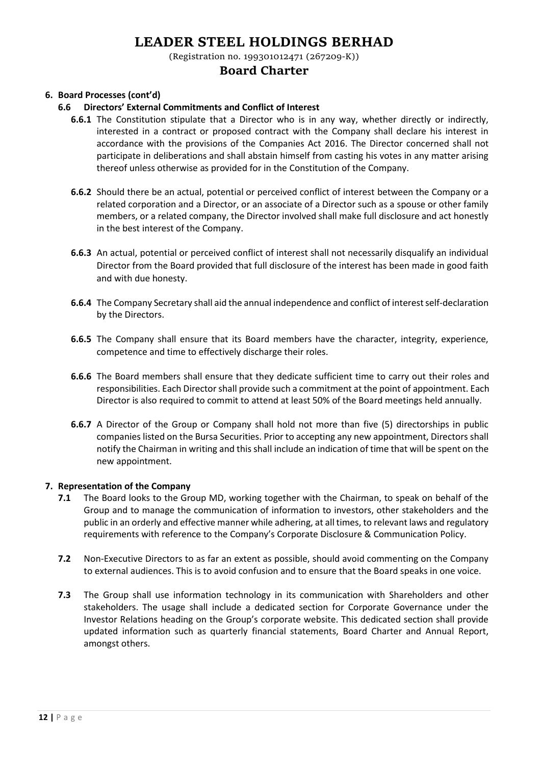## 6. Board Processes (cont'd)

### 6.6 Directors' External Commitments and Conflict of Interest

**6.6.1** The Constitution stipulate that a Director who is in any way, whether directly or indirectly, interested in a contract or proposed contract with the Company shall declare his interest in accordance with the provisions of the Companies Act 2016. The Director concerned shall not participate in deliberations and shall abstain himself from casting his votes in any matter arising thereof unless otherwise as provided for in the Constitution of the Company.

**6.6.2** Should there be an actual, potential or perceived conflict of interest between the Company or a related corporation and a Director, or an associate of a Director such as a spouse or other family members, or a related company, the Director involved shall make full disclosure and act honestly in the best interest of the Company.

**6.6.3** An actual, potential or perceived conflict of interest shall not necessarily disqualify an individual Director from the Board provided that full disclosure of the interest has been made in good faith and with due honesty.

**6.6.4** The Company Secretary shall aid the annual independence and conflict of interest self-declaration by the Directors.

**6.6.5** The Company shall ensure that its Board members have the character, integrity, experience, competence and time to effectively discharge their roles.

**6.6.6** The Board members shall ensure that they dedicate sufficient time to carry out their roles and responsibilities. Each Director shall provide such a commitment at the point of appointment. Each Director is also required to commit to attend at least 50% of the Board meetings held annually.

**6.6.7** A Director of the Group or Company shall hold not more than five (5) directorships in public companies listed on the Bursa Securities. Prior to accepting any new appointment, Directors shall notify the Chairman in writing and this shall include an indication of time that will be spent on the new appointment.

## 7. Representation of the Company

**7.1** The Board looks to the Group MD, working together with the Chairman, to speak on behalf of the Group and to manage the communication of information to investors, other stakeholders and the public in an orderly and effective manner while adhering, at all times, to relevant laws and regulatory requirements with reference to the Company's Corporate Disclosure & Communication Policy.

**7.2** Non-Executive Directors to as far an extent as possible, should avoid commenting on the Company to external audiences. This is to avoid confusion and to ensure that the Board speaks in one voice.

**7.3** The Group shall use information technology in its communication with Shareholders and other stakeholders. The usage shall include a dedicated section for Corporate Governance under the Investor Relations heading on the Group's corporate website. This dedicated section shall provide updated information such as quarterly financial statements, Board Charter and Annual Report, amongst others.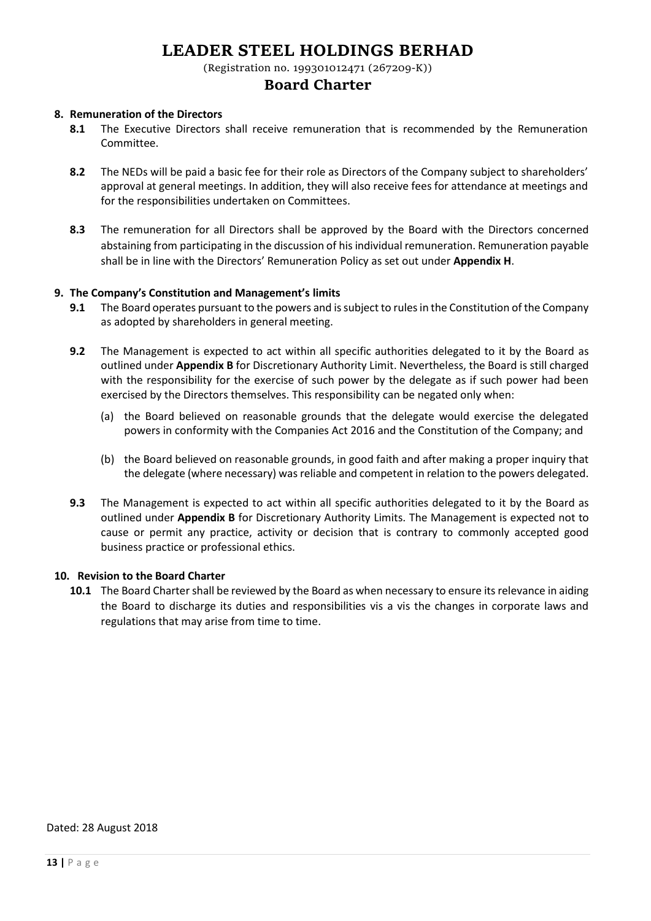**8. Remuneration of the Directors**

**8.1** The Executive Directors shall receive remuneration that is recommended by the Remuneration Committee.

**8.2** The NEDs will be paid a basic fee for their role as Directors of the Company subject to shareholders' approval at general meetings. In addition, they will also receive fees for attendance at meetings and for the responsibilities undertaken on Committees.

**8.3** The remuneration for all Directors shall be approved by the Board with the Directors concerned abstaining from participating in the discussion of his individual remuneration. Remuneration payable shall be in line with the Directors' Remuneration Policy as set out under **Appendix H**.

**9. The Company's Constitution and Management's limits**

**9.1** The Board operates pursuant to the powers and is subject to rules in the Constitution of the Company as adopted by shareholders in general meeting.

**9.2** The Management is expected to act within all specific authorities delegated to it by the Board as outlined under **Appendix B** for Discretionary Authority Limit. Nevertheless, the Board is still charged with the responsibility for the exercise of such power by the delegate as if such power had been exercised by the Directors themselves. This responsibility can be negated only when:

(a) the Board believed on reasonable grounds that the delegate would exercise the delegated powers in conformity with the Companies Act 2016 and the Constitution of the Company; and

(b) the Board believed on reasonable grounds, in good faith and after making a proper inquiry that the delegate (where necessary) was reliable and competent in relation to the powers delegated.

**9.3** The Management is expected to act within all specific authorities delegated to it by the Board as outlined under **Appendix B** for Discretionary Authority Limits. The Management is expected not to cause or permit any practice, activity or decision that is contrary to commonly accepted good business practice or professional ethics.

**10. Revision to the Board Charter**

**10.1** The Board Charter shall be reviewed by the Board as when necessary to ensure its relevance in aiding the Board to discharge its duties and responsibilities vis a vis the changes in corporate laws and regulations that may arise from time to time.

Dated: 28 August 2018